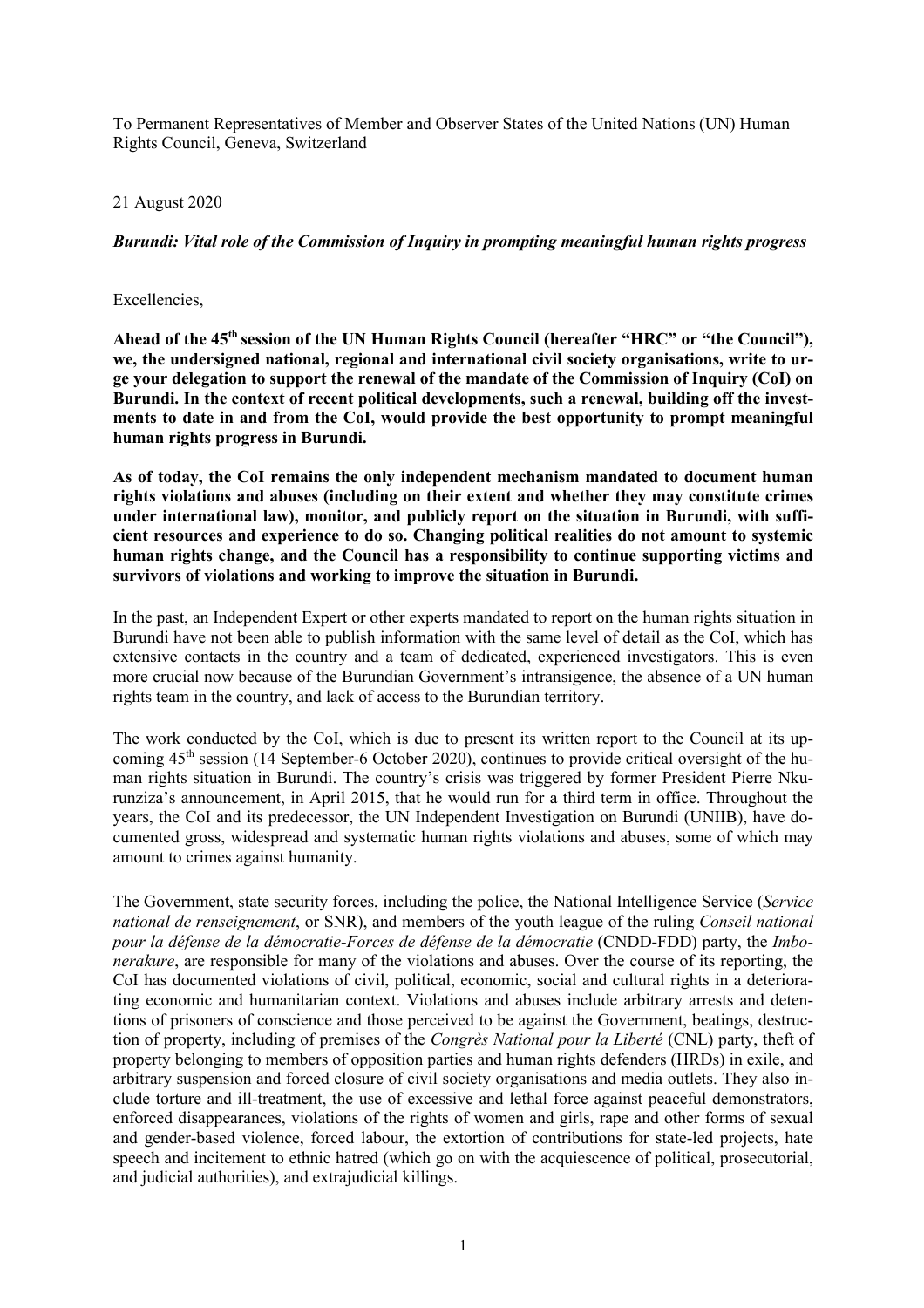To Permanent Representatives of Member and Observer States of the United Nations (UN) Human Rights Council, Geneva, Switzerland

21 August 2020

***Burundi: Vital role of the Commission of Inquiry in prompting meaningful human rights progress***

Excellencies,

**Ahead of the 45th session of the UN Human Rights Council (hereafter "HRC" or "the Council"), we, the undersigned national, regional and international civil society organisations, write to urge your delegation to support the renewal of the mandate of the Commission of Inquiry (CoI) on Burundi. In the context of recent political developments, such a renewal, building off the investments to date in and from the CoI, would provide the best opportunity to prompt meaningful human rights progress in Burundi.**

**As of today, the CoI remains the only independent mechanism mandated to document human rights violations and abuses (including on their extent and whether they may constitute crimes under international law), monitor, and publicly report on the situation in Burundi, with sufficient resources and experience to do so. Changing political realities do not amount to systemic human rights change, and the Council has a responsibility to continue supporting victims and survivors of violations and working to improve the situation in Burundi.**

In the past, an Independent Expert or other experts mandated to report on the human rights situation in Burundi have not been able to publish information with the same level of detail as the CoI, which has extensive contacts in the country and a team of dedicated, experienced investigators. This is even more crucial now because of the Burundian Government's intransigence, the absence of a UN human rights team in the country, and lack of access to the Burundian territory.

The work conducted by the CoI, which is due to present its written report to the Council at its upcoming 45th session (14 September-6 October 2020), continues to provide critical oversight of the human rights situation in Burundi. The country's crisis was triggered by former President Pierre Nkurunziza's announcement, in April 2015, that he would run for a third term in office. Throughout the years, the CoI and its predecessor, the UN Independent Investigation on Burundi (UNIIB), have documented gross, widespread and systematic human rights violations and abuses, some of which may amount to crimes against humanity.

The Government, state security forces, including the police, the National Intelligence Service (*Service national de renseignement*, or SNR), and members of the youth league of the ruling *Conseil national pour la défense de la démocratie-Forces de défense de la démocratie* (CNDD-FDD) party, the *Imbonerakure*, are responsible for many of the violations and abuses. Over the course of its reporting, the CoI has documented violations of civil, political, economic, social and cultural rights in a deteriorating economic and humanitarian context. Violations and abuses include arbitrary arrests and detentions of prisoners of conscience and those perceived to be against the Government, beatings, destruction of property, including of premises of the *Congrès National pour la Liberté* (CNL) party, theft of property belonging to members of opposition parties and human rights defenders (HRDs) in exile, and arbitrary suspension and forced closure of civil society organisations and media outlets. They also include torture and ill-treatment, the use of excessive and lethal force against peaceful demonstrators, enforced disappearances, violations of the rights of women and girls, rape and other forms of sexual and gender-based violence, forced labour, the extortion of contributions for state-led projects, hate speech and incitement to ethnic hatred (which go on with the acquiescence of political, prosecutorial, and judicial authorities), and extrajudicial killings.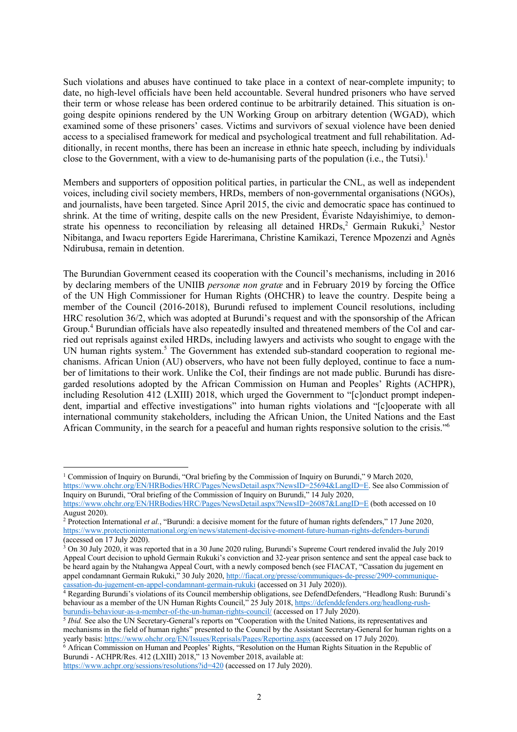Such violations and abuses have continued to take place in a context of near-complete impunity; to date, no high-level officials have been held accountable. Several hundred prisoners who have served their term or whose release has been ordered continue to be arbitrarily detained. This situation is ongoing despite opinions rendered by the UN Working Group on arbitrary detention (WGAD), which examined some of these prisoners' cases. Victims and survivors of sexual violence have been denied access to a specialised framework for medical and psychological treatment and full rehabilitation. Additionally, in recent months, there has been an increase in ethnic hate speech, including by individuals close to the Government, with a view to de-humanising parts of the population (i.e., the Tutsi).[1]

Members and supporters of opposition political parties, in particular the CNL, as well as independent voices, including civil society members, HRDs, members of non-governmental organisations (NGOs), and journalists, have been targeted. Since April 2015, the civic and democratic space has continued to shrink. At the time of writing, despite calls on the new President, Évariste Ndayishimiye, to demonstrate his openness to reconciliation by releasing all detained HRDs,[2] Germain Rukuki,[3] Nestor Nibitanga, and Iwacu reporters Egide Harerimana, Christine Kamikazi, Terence Mpozenzi and Agnès Ndirubusa, remain in detention.

The Burundian Government ceased its cooperation with the Council's mechanisms, including in 2016 by declaring members of the UNIIB *personæ non gratæ* and in February 2019 by forcing the Office of the UN High Commissioner for Human Rights (OHCHR) to leave the country. Despite being a member of the Council (2016-2018), Burundi refused to implement Council resolutions, including HRC resolution 36/2, which was adopted at Burundi's request and with the sponsorship of the African Group.[4] Burundian officials have also repeatedly insulted and threatened members of the CoI and carried out reprisals against exiled HRDs, including lawyers and activists who sought to engage with the UN human rights system.[5] The Government has extended sub-standard cooperation to regional mechanisms. African Union (AU) observers, who have not been fully deployed, continue to face a number of limitations to their work. Unlike the CoI, their findings are not made public. Burundi has disregarded resolutions adopted by the African Commission on Human and Peoples' Rights (ACHPR), including Resolution 412 (LXIII) 2018, which urged the Government to "[c]onduct prompt independent, impartial and effective investigations" into human rights violations and "[c]ooperate with all international community stakeholders, including the African Union, the United Nations and the East African Community, in the search for a peaceful and human rights responsive solution to the crisis."[6]

---

[1] Commission of Inquiry on Burundi, "Oral briefing by the Commission of Inquiry on Burundi," 9 March 2020, https://www.ohchr.org/EN/HRBodies/HRC/Pages/NewsDetail.aspx?NewsID=25694&LangID=E. See also Commission of Inquiry on Burundi, "Oral briefing of the Commission of Inquiry on Burundi," 14 July 2020, https://www.ohchr.org/EN/HRBodies/HRC/Pages/NewsDetail.aspx?NewsID=26087&LangID=E (both accessed on 10 August 2020).

[2] Protection International *et al.*, "Burundi: a decisive moment for the future of human rights defenders," 17 June 2020, https://www.protectioninternational.org/en/news/statement-decisive-moment-future-human-rights-defenders-burundi (accessed on 17 July 2020).

[3] On 30 July 2020, it was reported that in a 30 June 2020 ruling, Burundi's Supreme Court rendered invalid the July 2019 Appeal Court decision to uphold Germain Rukuki's conviction and 32-year prison sentence and sent the appeal case back to be heard again by the Ntahangwa Appeal Court, with a newly composed bench (see FIACAT, "Cassation du jugement en appel condamnant Germain Rukuki," 30 July 2020, http://fiacat.org/presse/communiques-de-presse/2909-communique-cassation-du-jugement-en-appel-condamnant-germain-rukuki (accessed on 31 July 2020)).

[4] Regarding Burundi's violations of its Council membership obligations, see DefendDefenders, "Headlong Rush: Burundi's behaviour as a member of the UN Human Rights Council," 25 July 2018, https://defenddefenders.org/headlong-rush-burundis-behaviour-as-a-member-of-the-un-human-rights-council/ (accessed on 17 July 2020).

[5] *Ibid.* See also the UN Secretary-General's reports on "Cooperation with the United Nations, its representatives and mechanisms in the field of human rights" presented to the Council by the Assistant Secretary-General for human rights on a yearly basis: https://www.ohchr.org/EN/Issues/Reprisals/Pages/Reporting.aspx (accessed on 17 July 2020).

[6] African Commission on Human and Peoples' Rights, "Resolution on the Human Rights Situation in the Republic of Burundi - ACHPR/Res. 412 (LXIII) 2018," 13 November 2018, available at: https://www.achpr.org/sessions/resolutions?id=420 (accessed on 17 July 2020).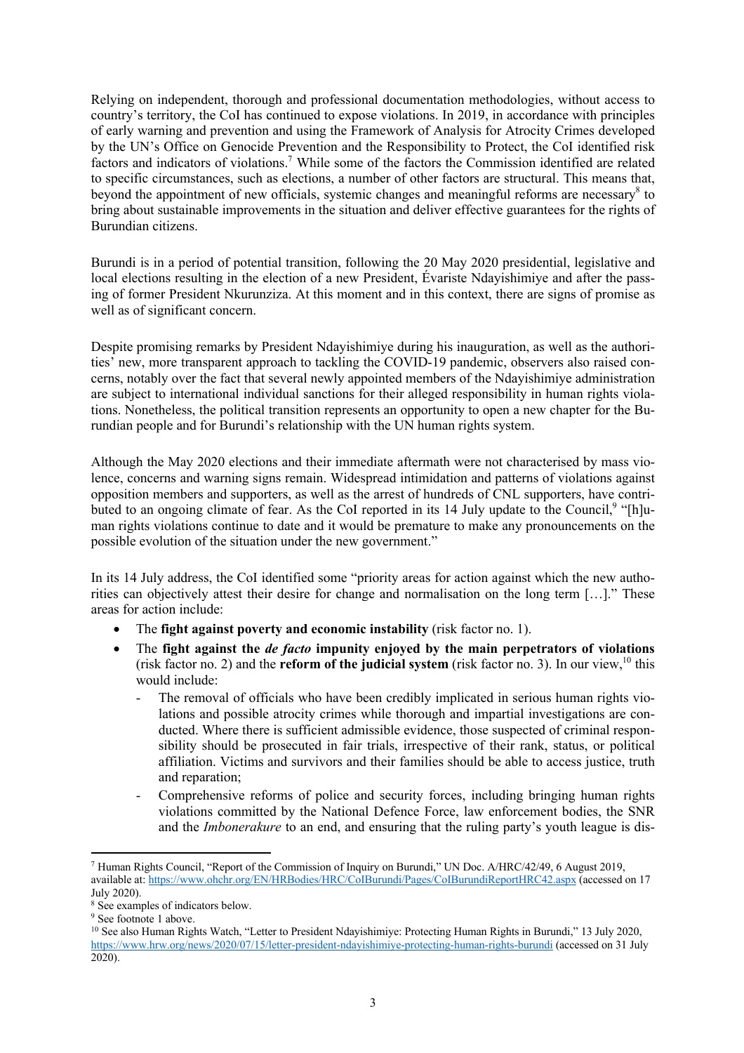Relying on independent, thorough and professional documentation methodologies, without access to country's territory, the CoI has continued to expose violations. In 2019, in accordance with principles of early warning and prevention and using the Framework of Analysis for Atrocity Crimes developed by the UN's Office on Genocide Prevention and the Responsibility to Protect, the CoI identified risk factors and indicators of violations.[7] While some of the factors the Commission identified are related to specific circumstances, such as elections, a number of other factors are structural. This means that, beyond the appointment of new officials, systemic changes and meaningful reforms are necessary[8] to bring about sustainable improvements in the situation and deliver effective guarantees for the rights of Burundian citizens.

Burundi is in a period of potential transition, following the 20 May 2020 presidential, legislative and local elections resulting in the election of a new President, Évariste Ndayishimiye and after the passing of former President Nkurunziza. At this moment and in this context, there are signs of promise as well as of significant concern.

Despite promising remarks by President Ndayishimiye during his inauguration, as well as the authorities' new, more transparent approach to tackling the COVID-19 pandemic, observers also raised concerns, notably over the fact that several newly appointed members of the Ndayishimiye administration are subject to international individual sanctions for their alleged responsibility in human rights violations. Nonetheless, the political transition represents an opportunity to open a new chapter for the Burundian people and for Burundi's relationship with the UN human rights system.

Although the May 2020 elections and their immediate aftermath were not characterised by mass violence, concerns and warning signs remain. Widespread intimidation and patterns of violations against opposition members and supporters, as well as the arrest of hundreds of CNL supporters, have contributed to an ongoing climate of fear. As the CoI reported in its 14 July update to the Council,[9] "[h]uman rights violations continue to date and it would be premature to make any pronouncements on the possible evolution of the situation under the new government."

In its 14 July address, the CoI identified some "priority areas for action against which the new authorities can objectively attest their desire for change and normalisation on the long term […]." These areas for action include:

- The **fight against poverty and economic instability** (risk factor no. 1).
- The **fight against the *de facto* impunity enjoyed by the main perpetrators of violations** (risk factor no. 2) and the **reform of the judicial system** (risk factor no. 3). In our view,[10] this would include:
  - The removal of officials who have been credibly implicated in serious human rights violations and possible atrocity crimes while thorough and impartial investigations are conducted. Where there is sufficient admissible evidence, those suspected of criminal responsibility should be prosecuted in fair trials, irrespective of their rank, status, or political affiliation. Victims and survivors and their families should be able to access justice, truth and reparation;
  - Comprehensive reforms of police and security forces, including bringing human rights violations committed by the National Defence Force, law enforcement bodies, the SNR and the *Imbonerakure* to an end, and ensuring that the ruling party's youth league is dis-

---

[7] Human Rights Council, "Report of the Commission of Inquiry on Burundi," UN Doc. A/HRC/42/49, 6 August 2019, available at: https://www.ohchr.org/EN/HRBodies/HRC/CoIBurundi/Pages/CoIBurundiReportHRC42.aspx (accessed on 17 July 2020).

[8] See examples of indicators below.

[9] See footnote 1 above.

[10] See also Human Rights Watch, "Letter to President Ndayishimiye: Protecting Human Rights in Burundi," 13 July 2020, https://www.hrw.org/news/2020/07/15/letter-president-ndayishimiye-protecting-human-rights-burundi (accessed on 31 July 2020).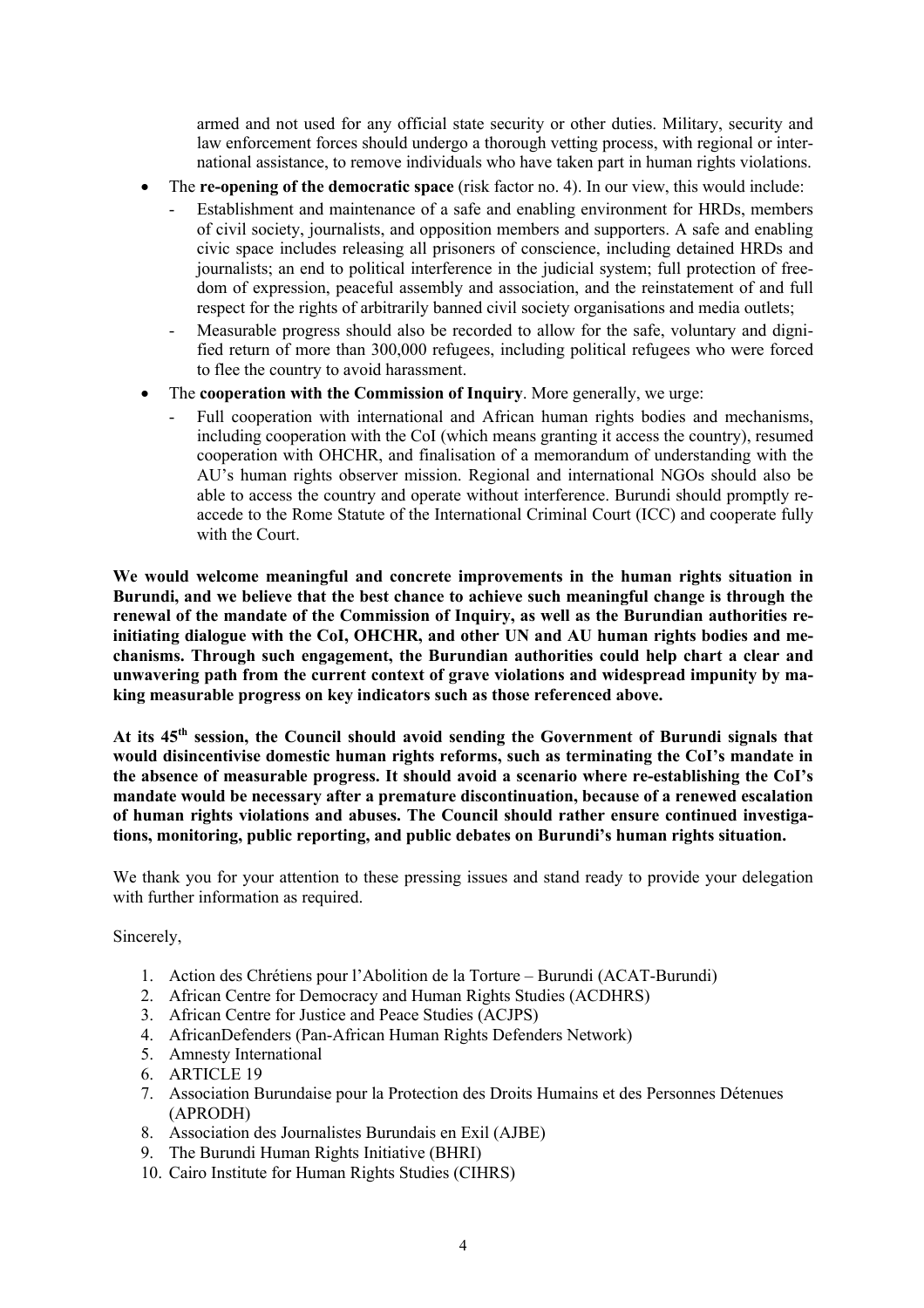armed and not used for any official state security or other duties. Military, security and law enforcement forces should undergo a thorough vetting process, with regional or international assistance, to remove individuals who have taken part in human rights violations.

- The **re-opening of the democratic space** (risk factor no. 4). In our view, this would include:
  - Establishment and maintenance of a safe and enabling environment for HRDs, members of civil society, journalists, and opposition members and supporters. A safe and enabling civic space includes releasing all prisoners of conscience, including detained HRDs and journalists; an end to political interference in the judicial system; full protection of freedom of expression, peaceful assembly and association, and the reinstatement of and full respect for the rights of arbitrarily banned civil society organisations and media outlets;
  - Measurable progress should also be recorded to allow for the safe, voluntary and dignified return of more than 300,000 refugees, including political refugees who were forced to flee the country to avoid harassment.
- The **cooperation with the Commission of Inquiry**. More generally, we urge:
  - Full cooperation with international and African human rights bodies and mechanisms, including cooperation with the CoI (which means granting it access the country), resumed cooperation with OHCHR, and finalisation of a memorandum of understanding with the AU's human rights observer mission. Regional and international NGOs should also be able to access the country and operate without interference. Burundi should promptly re-accede to the Rome Statute of the International Criminal Court (ICC) and cooperate fully with the Court.

**We would welcome meaningful and concrete improvements in the human rights situation in Burundi, and we believe that the best chance to achieve such meaningful change is through the renewal of the mandate of the Commission of Inquiry, as well as the Burundian authorities re-initiating dialogue with the CoI, OHCHR, and other UN and AU human rights bodies and mechanisms. Through such engagement, the Burundian authorities could help chart a clear and unwavering path from the current context of grave violations and widespread impunity by making measurable progress on key indicators such as those referenced above.**

**At its 45th session, the Council should avoid sending the Government of Burundi signals that would disincentivise domestic human rights reforms, such as terminating the CoI's mandate in the absence of measurable progress. It should avoid a scenario where re-establishing the CoI's mandate would be necessary after a premature discontinuation, because of a renewed escalation of human rights violations and abuses. The Council should rather ensure continued investigations, monitoring, public reporting, and public debates on Burundi's human rights situation.**

We thank you for your attention to these pressing issues and stand ready to provide your delegation with further information as required.

Sincerely,

1. Action des Chrétiens pour l'Abolition de la Torture – Burundi (ACAT-Burundi)
2. African Centre for Democracy and Human Rights Studies (ACDHRS)
3. African Centre for Justice and Peace Studies (ACJPS)
4. AfricanDefenders (Pan-African Human Rights Defenders Network)
5. Amnesty International
6. ARTICLE 19
7. Association Burundaise pour la Protection des Droits Humains et des Personnes Détenues (APRODH)
8. Association des Journalistes Burundais en Exil (AJBE)
9. The Burundi Human Rights Initiative (BHRI)
10. Cairo Institute for Human Rights Studies (CIHRS)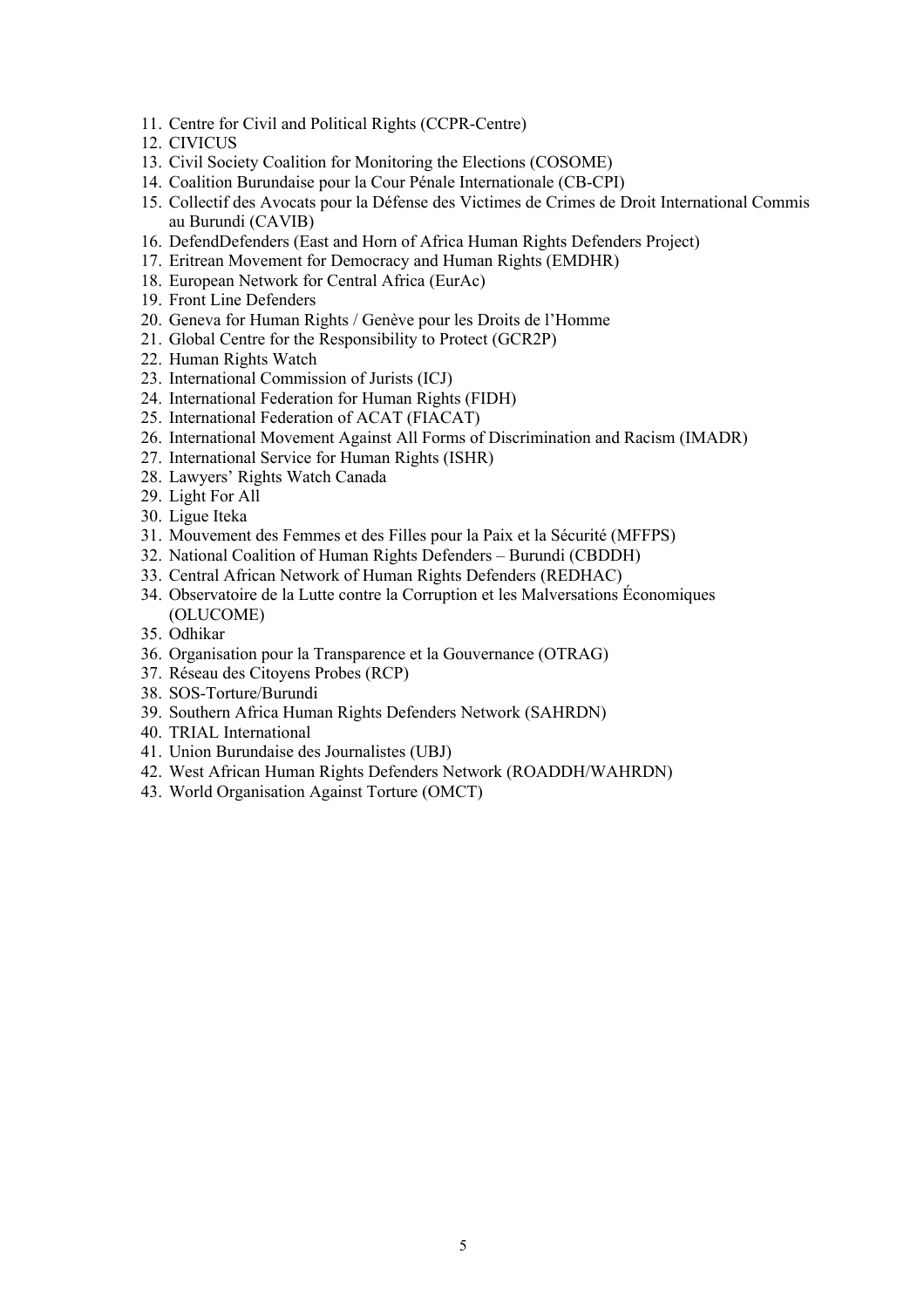11. Centre for Civil and Political Rights (CCPR-Centre)
12. CIVICUS
13. Civil Society Coalition for Monitoring the Elections (COSOME)
14. Coalition Burundaise pour la Cour Pénale Internationale (CB-CPI)
15. Collectif des Avocats pour la Défense des Victimes de Crimes de Droit International Commis au Burundi (CAVIB)
16. DefendDefenders (East and Horn of Africa Human Rights Defenders Project)
17. Eritrean Movement for Democracy and Human Rights (EMDHR)
18. European Network for Central Africa (EurAc)
19. Front Line Defenders
20. Geneva for Human Rights / Genève pour les Droits de l'Homme
21. Global Centre for the Responsibility to Protect (GCR2P)
22. Human Rights Watch
23. International Commission of Jurists (ICJ)
24. International Federation for Human Rights (FIDH)
25. International Federation of ACAT (FIACAT)
26. International Movement Against All Forms of Discrimination and Racism (IMADR)
27. International Service for Human Rights (ISHR)
28. Lawyers' Rights Watch Canada
29. Light For All
30. Ligue Iteka
31. Mouvement des Femmes et des Filles pour la Paix et la Sécurité (MFFPS)
32. National Coalition of Human Rights Defenders – Burundi (CBDDH)
33. Central African Network of Human Rights Defenders (REDHAC)
34. Observatoire de la Lutte contre la Corruption et les Malversations Économiques (OLUCOME)
35. Odhikar
36. Organisation pour la Transparence et la Gouvernance (OTRAG)
37. Réseau des Citoyens Probes (RCP)
38. SOS-Torture/Burundi
39. Southern Africa Human Rights Defenders Network (SAHRDN)
40. TRIAL International
41. Union Burundaise des Journalistes (UBJ)
42. West African Human Rights Defenders Network (ROADDH/WAHRDN)
43. World Organisation Against Torture (OMCT)